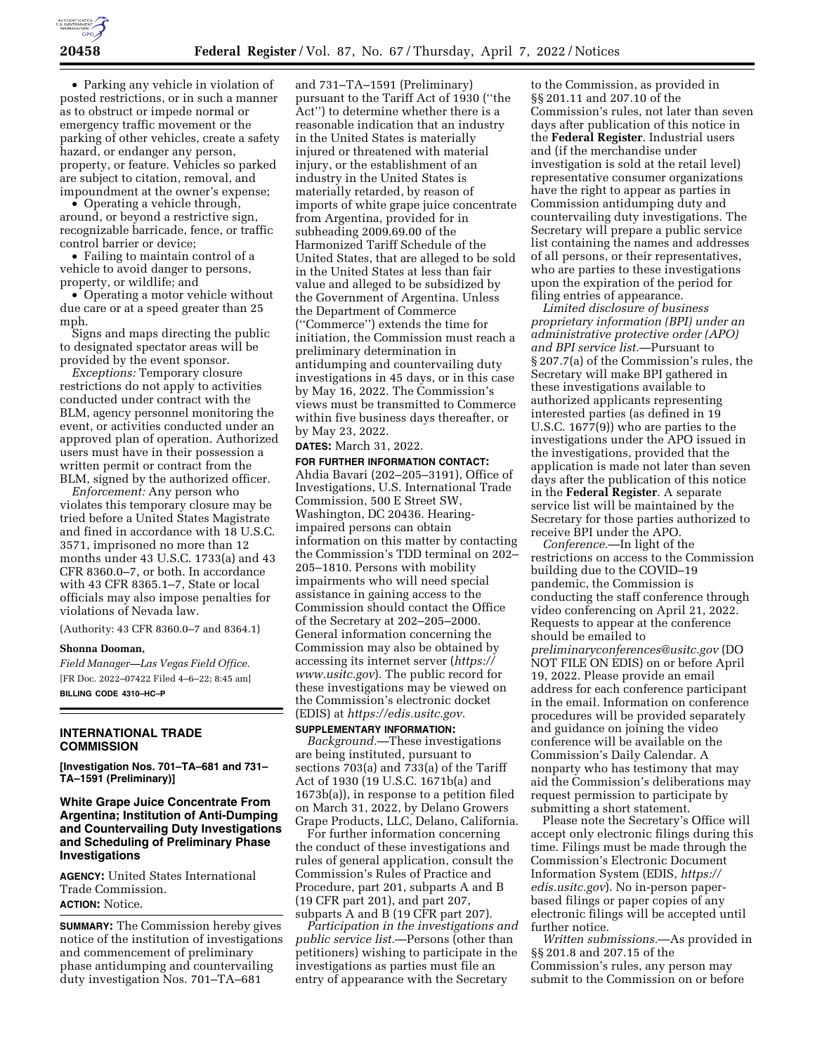- Parking any vehicle in violation of posted restrictions, or in such a manner as to obstruct or impede normal or emergency traffic movement or the parking of other vehicles, create a safety hazard, or endanger any person, property, or feature. Vehicles so parked are subject to citation, removal, and impoundment at the owner's expense;
- Operating a vehicle through, around, or beyond a restrictive sign, recognizable barricade, fence, or traffic control barrier or device;
- Failing to maintain control of a vehicle to avoid danger to persons, property, or wildlife; and
- Operating a motor vehicle without due care or at a speed greater than 25 mph.

Signs and maps directing the public to designated spectator areas will be provided by the event sponsor.

*Exceptions:* Temporary closure restrictions do not apply to activities conducted under contract with the BLM, agency personnel monitoring the event, or activities conducted under an approved plan of operation. Authorized users must have in their possession a written permit or contract from the BLM, signed by the authorized officer.

*Enforcement:* Any person who violates this temporary closure may be tried before a United States Magistrate and fined in accordance with 18 U.S.C. 3571, imprisoned no more than 12 months under 43 U.S.C. 1733(a) and 43 CFR 8360.0–7, or both. In accordance with 43 CFR 8365.1–7, State or local officials may also impose penalties for violations of Nevada law.

(Authority: 43 CFR 8360.0–7 and 8364.1)

**Shonna Dooman,**

*Field Manager—Las Vegas Field Office.*

[FR Doc. 2022–07422 Filed 4–6–22; 8:45 am]

**BILLING CODE 4310–HC–P**

## INTERNATIONAL TRADE COMMISSION

**[Investigation Nos. 701–TA–681 and 731–TA–1591 (Preliminary)]**

### White Grape Juice Concentrate From Argentina; Institution of Anti-Dumping and Countervailing Duty Investigations and Scheduling of Preliminary Phase Investigations

**AGENCY:** United States International Trade Commission.

**ACTION:** Notice.

**SUMMARY:** The Commission hereby gives notice of the institution of investigations and commencement of preliminary phase antidumping and countervailing duty investigation Nos. 701–TA–681 and 731–TA–1591 (Preliminary) pursuant to the Tariff Act of 1930 ("the Act") to determine whether there is a reasonable indication that an industry in the United States is materially injured or threatened with material injury, or the establishment of an industry in the United States is materially retarded, by reason of imports of white grape juice concentrate from Argentina, provided for in subheading 2009.69.00 of the Harmonized Tariff Schedule of the United States, that are alleged to be sold in the United States at less than fair value and alleged to be subsidized by the Government of Argentina. Unless the Department of Commerce ("Commerce") extends the time for initiation, the Commission must reach a preliminary determination in antidumping and countervailing duty investigations in 45 days, or in this case by May 16, 2022. The Commission's views must be transmitted to Commerce within five business days thereafter, or by May 23, 2022.

**DATES:** March 31, 2022.

**FOR FURTHER INFORMATION CONTACT:** Ahdia Bavari (202–205–3191), Office of Investigations, U.S. International Trade Commission, 500 E Street SW, Washington, DC 20436. Hearing-impaired persons can obtain information on this matter by contacting the Commission's TDD terminal on 202–205–1810. Persons with mobility impairments who will need special assistance in gaining access to the Commission should contact the Office of the Secretary at 202–205–2000. General information concerning the Commission may also be obtained by accessing its internet server (*https://www.usitc.gov*). The public record for these investigations may be viewed on the Commission's electronic docket (EDIS) at *https://edis.usitc.gov.*

**SUPPLEMENTARY INFORMATION:**

*Background.*—These investigations are being instituted, pursuant to sections 703(a) and 733(a) of the Tariff Act of 1930 (19 U.S.C. 1671b(a) and 1673b(a)), in response to a petition filed on March 31, 2022, by Delano Growers Grape Products, LLC, Delano, California.

For further information concerning the conduct of these investigations and rules of general application, consult the Commission's Rules of Practice and Procedure, part 201, subparts A and B (19 CFR part 201), and part 207, subparts A and B (19 CFR part 207).

*Participation in the investigations and public service list.*—Persons (other than petitioners) wishing to participate in the investigations as parties must file an entry of appearance with the Secretary to the Commission, as provided in §§ 201.11 and 207.10 of the Commission's rules, not later than seven days after publication of this notice in the **Federal Register**. Industrial users and (if the merchandise under investigation is sold at the retail level) representative consumer organizations have the right to appear as parties in Commission antidumping duty and countervailing duty investigations. The Secretary will prepare a public service list containing the names and addresses of all persons, or their representatives, who are parties to these investigations upon the expiration of the period for filing entries of appearance.

*Limited disclosure of business proprietary information (BPI) under an administrative protective order (APO) and BPI service list.*—Pursuant to § 207.7(a) of the Commission's rules, the Secretary will make BPI gathered in these investigations available to authorized applicants representing interested parties (as defined in 19 U.S.C. 1677(9)) who are parties to the investigations under the APO issued in the investigations, provided that the application is made not later than seven days after the publication of this notice in the **Federal Register**. A separate service list will be maintained by the Secretary for those parties authorized to receive BPI under the APO.

*Conference.*—In light of the restrictions on access to the Commission building due to the COVID–19 pandemic, the Commission is conducting the staff conference through video conferencing on April 21, 2022. Requests to appear at the conference should be emailed to *preliminaryconferences@usitc.gov* (DO NOT FILE ON EDIS) on or before April 19, 2022. Please provide an email address for each conference participant in the email. Information on conference procedures will be provided separately and guidance on joining the video conference will be available on the Commission's Daily Calendar. A nonparty who has testimony that may aid the Commission's deliberations may request permission to participate by submitting a short statement.

Please note the Secretary's Office will accept only electronic filings during this time. Filings must be made through the Commission's Electronic Document Information System (EDIS, *https://edis.usitc.gov*). No in-person paper-based filings or paper copies of any electronic filings will be accepted until further notice.

*Written submissions.*—As provided in §§ 201.8 and 207.15 of the Commission's rules, any person may submit to the Commission on or before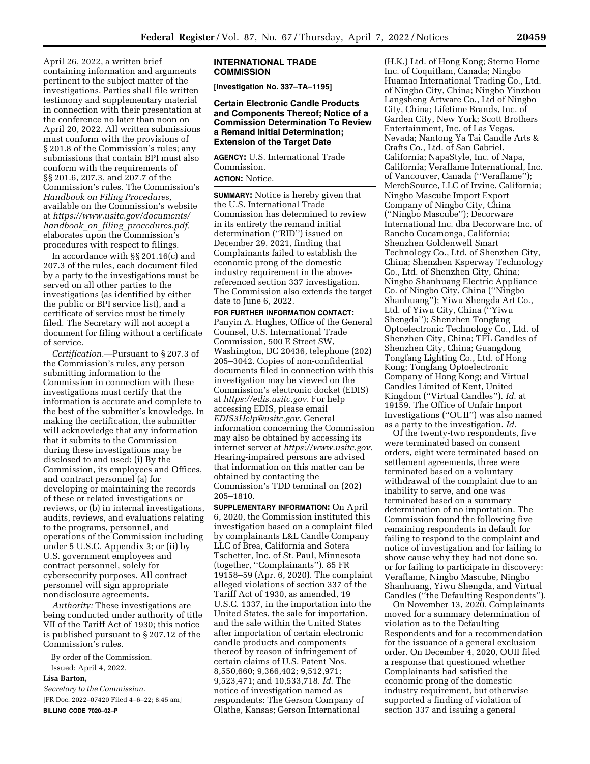April 26, 2022, a written brief containing information and arguments pertinent to the subject matter of the investigations. Parties shall file written testimony and supplementary material in connection with their presentation at the conference no later than noon on April 20, 2022. All written submissions must conform with the provisions of § 201.8 of the Commission's rules; any submissions that contain BPI must also conform with the requirements of §§ 201.6, 207.3, and 207.7 of the Commission's rules. The Commission's *Handbook on Filing Procedures,* available on the Commission's website at *https://www.usitc.gov/documents/handbook_on_filing_procedures.pdf,* elaborates upon the Commission's procedures with respect to filings.

In accordance with §§ 201.16(c) and 207.3 of the rules, each document filed by a party to the investigations must be served on all other parties to the investigations (as identified by either the public or BPI service list), and a certificate of service must be timely filed. The Secretary will not accept a document for filing without a certificate of service.

*Certification.*—Pursuant to § 207.3 of the Commission's rules, any person submitting information to the Commission in connection with these investigations must certify that the information is accurate and complete to the best of the submitter's knowledge. In making the certification, the submitter will acknowledge that any information that it submits to the Commission during these investigations may be disclosed to and used: (i) By the Commission, its employees and Offices, and contract personnel (a) for developing or maintaining the records of these or related investigations or reviews, or (b) in internal investigations, audits, reviews, and evaluations relating to the programs, personnel, and operations of the Commission including under 5 U.S.C. Appendix 3; or (ii) by U.S. government employees and contract personnel, solely for cybersecurity purposes. All contract personnel will sign appropriate nondisclosure agreements.

*Authority:* These investigations are being conducted under authority of title VII of the Tariff Act of 1930; this notice is published pursuant to § 207.12 of the Commission's rules.

By order of the Commission.

Issued: April 4, 2022.

**Lisa Barton,**

*Secretary to the Commission.*

[FR Doc. 2022–07420 Filed 4–6–22; 8:45 am]

**BILLING CODE 7020–02–P**

## INTERNATIONAL TRADE COMMISSION

**[Investigation No. 337–TA–1195]**

### Certain Electronic Candle Products and Components Thereof; Notice of a Commission Determination To Review a Remand Initial Determination; Extension of the Target Date

**AGENCY:** U.S. International Trade Commission.

**ACTION:** Notice.

**SUMMARY:** Notice is hereby given that the U.S. International Trade Commission has determined to review in its entirety the remand initial determination (''RID'') issued on December 29, 2021, finding that Complainants failed to establish the economic prong of the domestic industry requirement in the above-referenced section 337 investigation. The Commission also extends the target date to June 6, 2022.

**FOR FURTHER INFORMATION CONTACT:** Panyin A. Hughes, Office of the General Counsel, U.S. International Trade Commission, 500 E Street SW, Washington, DC 20436, telephone (202) 205–3042. Copies of non-confidential documents filed in connection with this investigation may be viewed on the Commission's electronic docket (EDIS) at *https://edis.usitc.gov.* For help accessing EDIS, please email *EDIS3Help@usitc.gov.* General information concerning the Commission may also be obtained by accessing its internet server at *https://www.usitc.gov.* Hearing-impaired persons are advised that information on this matter can be obtained by contacting the Commission's TDD terminal on (202) 205–1810.

**SUPPLEMENTARY INFORMATION:** On April 6, 2020, the Commission instituted this investigation based on a complaint filed by complainants L&L Candle Company LLC of Brea, California and Sotera Tschetter, Inc. of St. Paul, Minnesota (together, ''Complainants''). 85 FR 19158–59 (Apr. 6, 2020). The complaint alleged violations of section 337 of the Tariff Act of 1930, as amended, 19 U.S.C. 1337, in the importation into the United States, the sale for importation, and the sale within the United States after importation of certain electronic candle products and components thereof by reason of infringement of certain claims of U.S. Patent Nos. 8,550,660; 9,366,402; 9,512,971; 9,523,471; and 10,533,718. *Id.* The notice of investigation named as respondents: The Gerson Company of Olathe, Kansas; Gerson International (H.K.) Ltd. of Hong Kong; Sterno Home Inc. of Coquitlam, Canada; Ningbo Huamao International Trading Co., Ltd. of Ningbo City, China; Ningbo Yinzhou Langsheng Artware Co., Ltd of Ningbo City, China; Lifetime Brands, Inc. of Garden City, New York; Scott Brothers Entertainment, Inc. of Las Vegas, Nevada; Nantong Ya Tai Candle Arts & Crafts Co., Ltd. of San Gabriel, California; NapaStyle, Inc. of Napa, California; Veraflame International, Inc. of Vancouver, Canada (''Veraflame''); MerchSource, LLC of Irvine, California; Ningbo Mascube Import Export Company of Ningbo City, China (''Ningbo Mascube''); Decorware International Inc. dba Decorware Inc. of Rancho Cucamonga, California; Shenzhen Goldenwell Smart Technology Co., Ltd. of Shenzhen City, China; Shenzhen Ksperway Technology Co., Ltd. of Shenzhen City, China; Ningbo Shanhuang Electric Appliance Co. of Ningbo City, China (''Ningbo Shanhuang''); Yiwu Shengda Art Co., Ltd. of Yiwu City, China (''Yiwu Shengda''); Shenzhen Tongfang Optoelectronic Technology Co., Ltd. of Shenzhen City, China; TFL Candles of Shenzhen City, China; Guangdong Tongfang Lighting Co., Ltd. of Hong Kong; Tongfang Optoelectronic Company of Hong Kong; and Virtual Candles Limited of Kent, United Kingdom (''Virtual Candles''). *Id.* at 19159. The Office of Unfair Import Investigations (''OUII'') was also named as a party to the investigation. *Id.*

Of the twenty-two respondents, five were terminated based on consent orders, eight were terminated based on settlement agreements, three were terminated based on a voluntary withdrawal of the complaint due to an inability to serve, and one was terminated based on a summary determination of no importation. The Commission found the following five remaining respondents in default for failing to respond to the complaint and notice of investigation and for failing to show cause why they had not done so, or for failing to participate in discovery: Veraflame, Ningbo Mascube, Ningbo Shanhuang, Yiwu Shengda, and Virtual Candles (''the Defaulting Respondents'').

On November 13, 2020, Complainants moved for a summary determination of violation as to the Defaulting Respondents and for a recommendation for the issuance of a general exclusion order. On December 4, 2020, OUII filed a response that questioned whether Complainants had satisfied the economic prong of the domestic industry requirement, but otherwise supported a finding of violation of section 337 and issuing a general